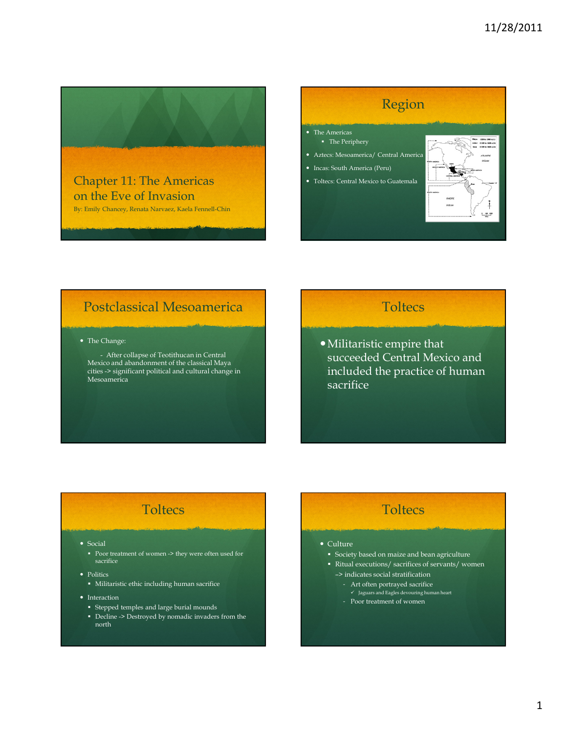## Chapter 11: The Americas on the Eve of Invasion

By: Emily Chancey, Renata Narvaez, Kaela Fennell-Chin

## Region

- The Americas
  - The Periphery
- Aztecs: Mesoamerica/ Central America
- Incas: South America (Peru)
- Toltecs: Central Mexico to Guatemala

## Postclassical Mesoamerica

- The Change:

  - After collapse of Teotihuacan in Central Mexico and abandonment of the classical Maya cities -> significant political and cultural change in Mesoamerica

## Toltecs

- Militaristic empire that succeeded Central Mexico and included the practice of human sacrifice

## Toltecs

- Social
  - Poor treatment of women -> they were often used for sacrifice
- Politics
  - Militaristic ethic including human sacrifice
- Interaction
  - Stepped temples and large burial mounds
  - Decline -> Destroyed by nomadic invaders from the north

## Toltecs

- Culture
  - Society based on maize and bean agriculture
  - Ritual executions/ sacrifices of servants/ women

  -> indicates social stratification
  - Art often portrayed sacrifice
    - ✓ Jaguars and Eagles devouring human heart
  - Poor treatment of women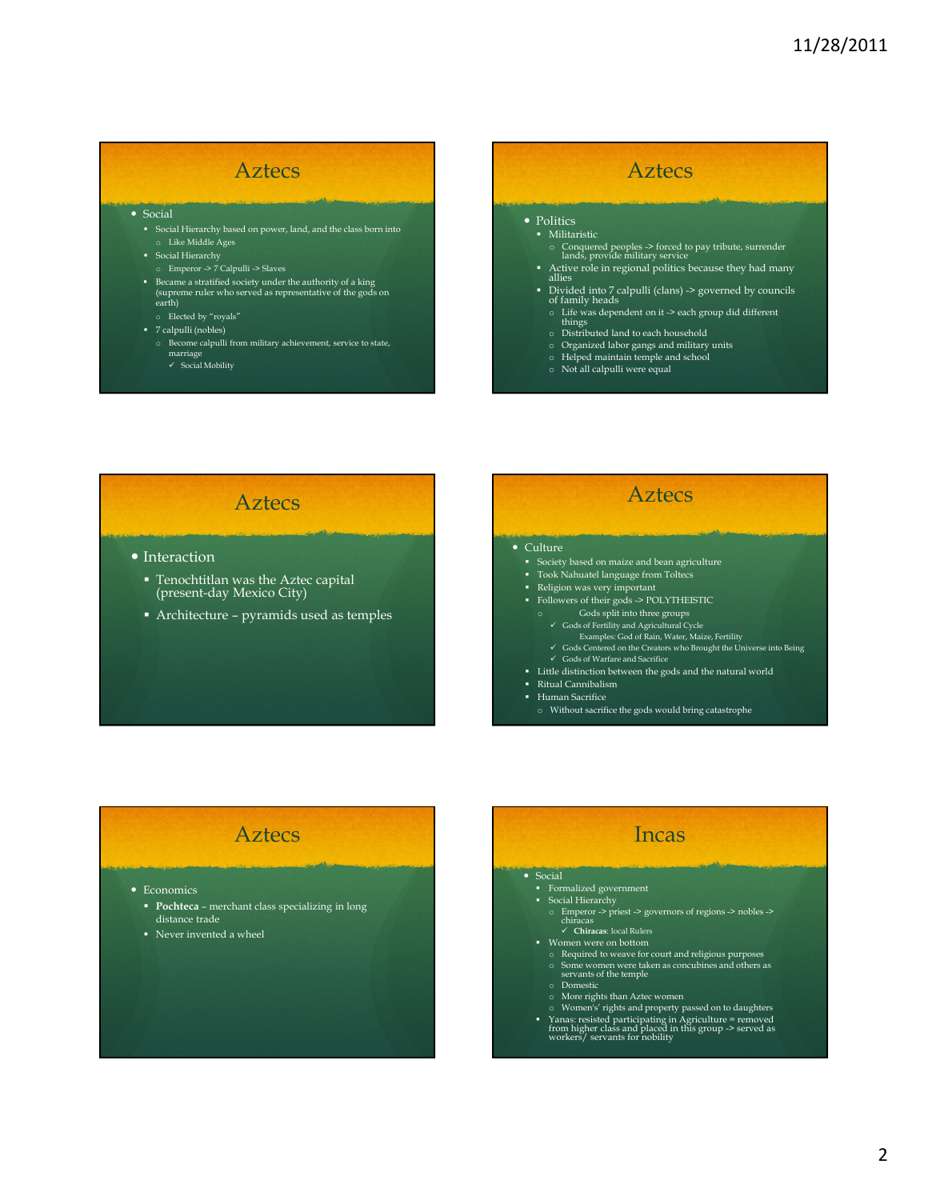## Aztecs

- Social
  - Social Hierarchy based on power, land, and the class born into
    - Like Middle Ages
  - Social Hierarchy
    - Emperor -> 7 Calpulli -> Slaves
  - Became a stratified society under the authority of a king (supreme ruler who served as representative of the gods on earth)
    - Elected by "royals"
  - 7 calpulli (nobles)
    - Become calpulli from military achievement, service to state, marriage
      - ✓ Social Mobility

## Aztecs

- Politics
  - Militaristic
    - Conquered peoples -> forced to pay tribute, surrender lands, provide military service
  - Active role in regional politics because they had many allies
  - Divided into 7 calpulli (clans) -> governed by councils of family heads
    - Life was dependent on it -> each group did different things
    - Distributed land to each household
    - Organized labor gangs and military units
    - Helped maintain temple and school
    - Not all calpulli were equal

## Aztecs

- Interaction
  - Tenochtitlan was the Aztec capital (present-day Mexico City)
  - Architecture – pyramids used as temples

## Aztecs

- Culture
  - Society based on maize and bean agriculture
  - Took Nahuatel language from Toltecs
  - Religion was very important
  - Followers of their gods -> POLYTHEISTIC
    - Gods split into three groups
      - ✓ Gods of Fertility and Agricultural Cycle
        - Examples: God of Rain, Water, Maize, Fertility
      - ✓ Gods Centered on the Creators who Brought the Universe into Being
      - ✓ Gods of Warfare and Sacrifice
  - Little distinction between the gods and the natural world
  - Ritual Cannibalism
  - Human Sacrifice
    - Without sacrifice the gods would bring catastrophe

## Aztecs

- Economics
  - **Pochteca** – merchant class specializing in long distance trade
  - Never invented a wheel

## Incas

- Social
  - Formalized government
  - Social Hierarchy
    - Emperor -> priest -> governors of regions -> nobles -> chiracas
      - ✓ **Chiracas**: local Rulers
  - Women were on bottom
    - Required to weave for court and religious purposes
    - Some women were taken as concubines and others as servants of the temple
    - Domestic
    - More rights than Aztec women
    - Women's' rights and property passed on to daughters
  - Yanas: resisted participating in Agriculture = removed from higher class and placed in this group -> served as workers/ servants for nobility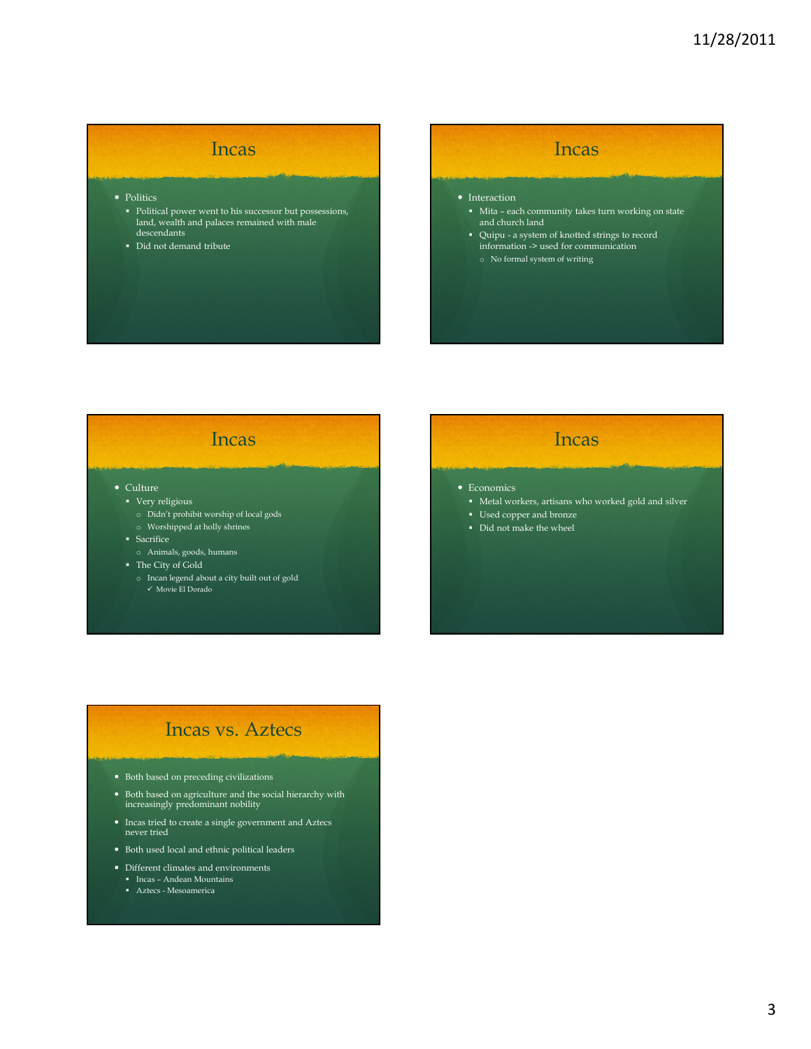## Incas

- Politics
  - Political power went to his successor but possessions, land, wealth and palaces remained with male descendants
  - Did not demand tribute

## Incas

- Interaction
  - Mita – each community takes turn working on state and church land
  - Quipu - a system of knotted strings to record information -> used for communication
    - No formal system of writing

## Incas

- Culture
  - Very religious
    - Didn't prohibit worship of local gods
    - Worshipped at holly shrines
  - Sacrifice
    - Animals, goods, humans
  - The City of Gold
    - Incan legend about a city built out of gold
      - ✓ Movie El Dorado

## Incas

- Economics
  - Metal workers, artisans who worked gold and silver
  - Used copper and bronze
  - Did not make the wheel

## Incas vs. Aztecs

- Both based on preceding civilizations
- Both based on agriculture and the social hierarchy with increasingly predominant nobility
- Incas tried to create a single government and Aztecs never tried
- Both used local and ethnic political leaders
- Different climates and environments
  - Incas – Andean Mountains
  - Aztecs - Mesoamerica